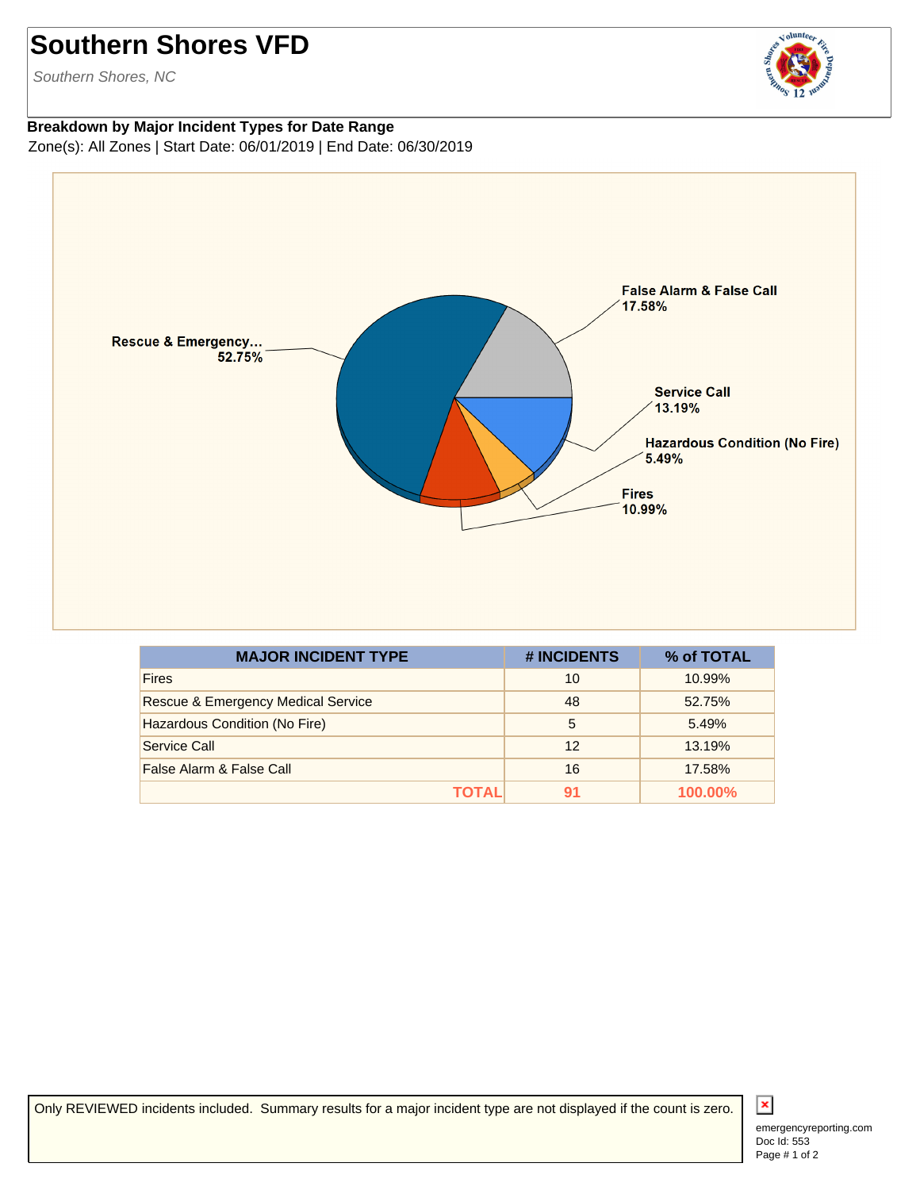# Southern Shores VFD

*Southern Shores, NC*

**Breakdown by Major Incident Types for Date Range**

Zone(s): All Zones | Start Date: 06/01/2019 | End Date: 06/30/2019

| MAJOR INCIDENT TYPE | # INCIDENTS | % of TOTAL |
|---|---|---|
| Fires | 10 | 10.99% |
| Rescue & Emergency Medical Service | 48 | 52.75% |
| Hazardous Condition (No Fire) | 5 | 5.49% |
| Service Call | 12 | 13.19% |
| False Alarm & False Call | 16 | 17.58% |
| **TOTAL** | **91** | **100.00%** |

Only REVIEWED incidents included. Summary results for a major incident type are not displayed if the count is zero.

emergencyreporting.com
Doc Id: 553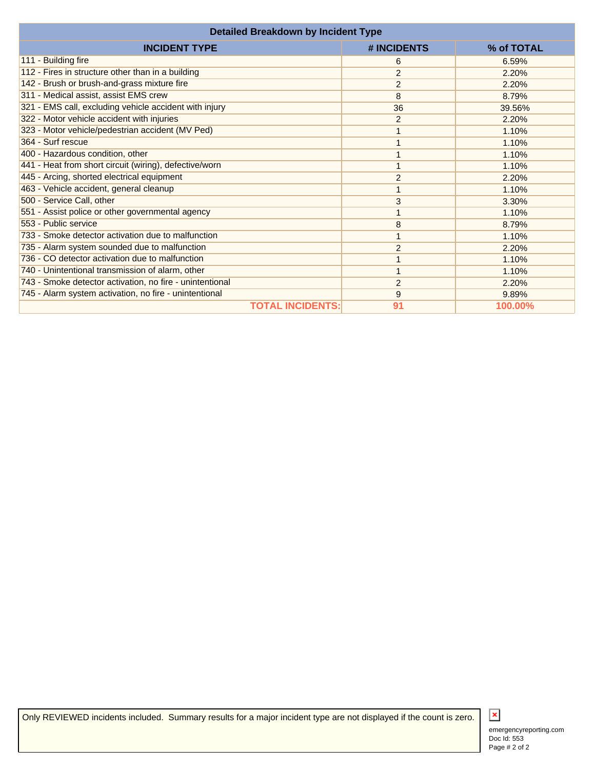| Detailed Breakdown by Incident Type | | |
| --- | --- | --- |
| **INCIDENT TYPE** | **# INCIDENTS** | **% of TOTAL** |
| 111 - Building fire | 6 | 6.59% |
| 112 - Fires in structure other than in a building | 2 | 2.20% |
| 142 - Brush or brush-and-grass mixture fire | 2 | 2.20% |
| 311 - Medical assist, assist EMS crew | 8 | 8.79% |
| 321 - EMS call, excluding vehicle accident with injury | 36 | 39.56% |
| 322 - Motor vehicle accident with injuries | 2 | 2.20% |
| 323 - Motor vehicle/pedestrian accident (MV Ped) | 1 | 1.10% |
| 364 - Surf rescue | 1 | 1.10% |
| 400 - Hazardous condition, other | 1 | 1.10% |
| 441 - Heat from short circuit (wiring), defective/worn | 1 | 1.10% |
| 445 - Arcing, shorted electrical equipment | 2 | 2.20% |
| 463 - Vehicle accident, general cleanup | 1 | 1.10% |
| 500 - Service Call, other | 3 | 3.30% |
| 551 - Assist police or other governmental agency | 1 | 1.10% |
| 553 - Public service | 8 | 8.79% |
| 733 - Smoke detector activation due to malfunction | 1 | 1.10% |
| 735 - Alarm system sounded due to malfunction | 2 | 2.20% |
| 736 - CO detector activation due to malfunction | 1 | 1.10% |
| 740 - Unintentional transmission of alarm, other | 1 | 1.10% |
| 743 - Smoke detector activation, no fire - unintentional | 2 | 2.20% |
| 745 - Alarm system activation, no fire - unintentional | 9 | 9.89% |
| **TOTAL INCIDENTS:** | **91** | **100.00%** |

Only REVIEWED incidents included. Summary results for a major incident type are not displayed if the count is zero.

emergencyreporting.com
Doc Id: 553